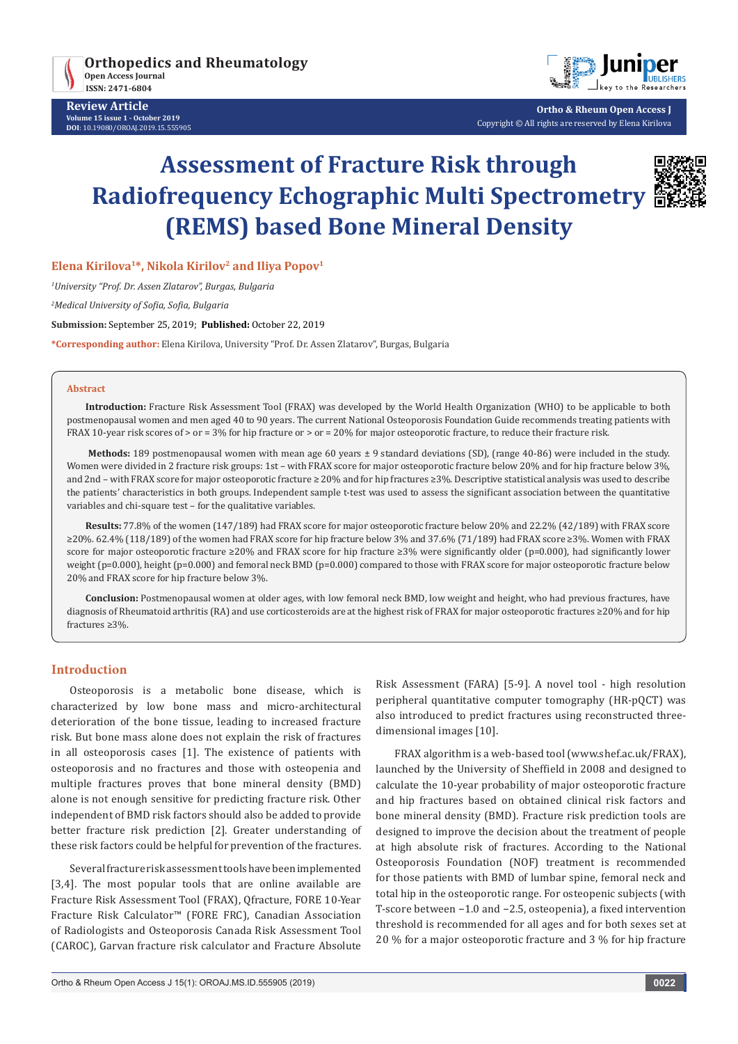# Assessment of Fracture Risk through Radiofrequency Echographic Multi Spectrometry (REMS) based Bone Mineral Density

**Elena Kirilova[1]*, Nikola Kirilov[2] and Iliya Popov[1]**

*[1]University "Prof. Dr. Assen Zlatarov", Burgas, Bulgaria*

*[2]Medical University of Sofia, Sofia, Bulgaria*

**Submission:** September 25, 2019; **Published:** October 22, 2019

**\*Corresponding author:** Elena Kirilova, University "Prof. Dr. Assen Zlatarov", Burgas, Bulgaria

## Abstract

**Introduction:** Fracture Risk Assessment Tool (FRAX) was developed by the World Health Organization (WHO) to be applicable to both postmenopausal women and men aged 40 to 90 years. The current National Osteoporosis Foundation Guide recommends treating patients with FRAX 10-year risk scores of > or = 3% for hip fracture or > or = 20% for major osteoporotic fracture, to reduce their fracture risk.

**Methods:** 189 postmenopausal women with mean age 60 years ± 9 standard deviations (SD), (range 40-86) were included in the study. Women were divided in 2 fracture risk groups: 1st – with FRAX score for major osteoporotic fracture below 20% and for hip fracture below 3%, and 2nd – with FRAX score for major osteoporotic fracture ≥ 20% and for hip fractures ≥3%. Descriptive statistical analysis was used to describe the patients' characteristics in both groups. Independent sample t-test was used to assess the significant association between the quantitative variables and chi-square test – for the qualitative variables.

**Results:** 77.8% of the women (147/189) had FRAX score for major osteoporotic fracture below 20% and 22.2% (42/189) with FRAX score ≥20%. 62.4% (118/189) of the women had FRAX score for hip fracture below 3% and 37.6% (71/189) had FRAX score ≥3%. Women with FRAX score for major osteoporotic fracture ≥20% and FRAX score for hip fracture ≥3% were significantly older (p=0.000), had significantly lower weight (p=0.000), height (p=0.000) and femoral neck BMD (p=0.000) compared to those with FRAX score for major osteoporotic fracture below 20% and FRAX score for hip fracture below 3%.

**Conclusion:** Postmenopausal women at older ages, with low femoral neck BMD, low weight and height, who had previous fractures, have diagnosis of Rheumatoid arthritis (RA) and use corticosteroids are at the highest risk of FRAX for major osteoporotic fractures ≥20% and for hip fractures ≥3%.

## Introduction

Osteoporosis is a metabolic bone disease, which is characterized by low bone mass and micro-architectural deterioration of the bone tissue, leading to increased fracture risk. But bone mass alone does not explain the risk of fractures in all osteoporosis cases [1]. The existence of patients with osteoporosis and no fractures and those with osteopenia and multiple fractures proves that bone mineral density (BMD) alone is not enough sensitive for predicting fracture risk. Other independent of BMD risk factors should also be added to provide better fracture risk prediction [2]. Greater understanding of these risk factors could be helpful for prevention of the fractures.

Several fracture risk assessment tools have been implemented [3,4]. The most popular tools that are online available are Fracture Risk Assessment Tool (FRAX), Qfracture, FORE 10-Year Fracture Risk Calculator™ (FORE FRC), Canadian Association of Radiologists and Osteoporosis Canada Risk Assessment Tool (CAROC), Garvan fracture risk calculator and Fracture Absolute Risk Assessment (FARA) [5-9]. A novel tool - high resolution peripheral quantitative computer tomography (HR-pQCT) was also introduced to predict fractures using reconstructed three-dimensional images [10].

FRAX algorithm is a web-based tool (www.shef.ac.uk/FRAX), launched by the University of Sheffield in 2008 and designed to calculate the 10-year probability of major osteoporotic fracture and hip fractures based on obtained clinical risk factors and bone mineral density (BMD). Fracture risk prediction tools are designed to improve the decision about the treatment of people at high absolute risk of fractures. According to the National Osteoporosis Foundation (NOF) treatment is recommended for those patients with BMD of lumbar spine, femoral neck and total hip in the osteoporotic range. For osteopenic subjects (with T-score between −1.0 and −2.5, osteopenia), a fixed intervention threshold is recommended for all ages and for both sexes set at 20 % for a major osteoporotic fracture and 3 % for hip fracture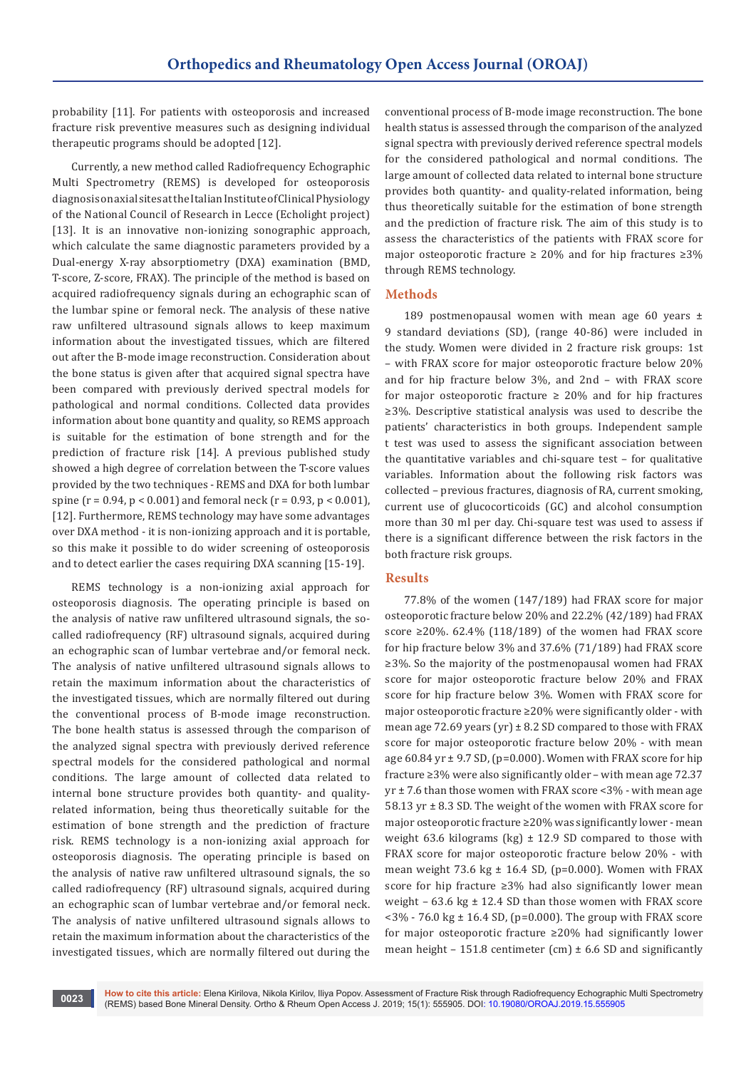probability [11]. For patients with osteoporosis and increased fracture risk preventive measures such as designing individual therapeutic programs should be adopted [12].

Currently, a new method called Radiofrequency Echographic Multi Spectrometry (REMS) is developed for osteoporosis diagnosis on axial sites at the Italian Institute of Clinical Physiology of the National Council of Research in Lecce (Echolight project) [13]. It is an innovative non-ionizing sonographic approach, which calculate the same diagnostic parameters provided by a Dual-energy X-ray absorptiometry (DXA) examination (BMD, T-score, Z-score, FRAX). The principle of the method is based on acquired radiofrequency signals during an echographic scan of the lumbar spine or femoral neck. The analysis of these native raw unfiltered ultrasound signals allows to keep maximum information about the investigated tissues, which are filtered out after the B-mode image reconstruction. Consideration about the bone status is given after that acquired signal spectra have been compared with previously derived spectral models for pathological and normal conditions. Collected data provides information about bone quantity and quality, so REMS approach is suitable for the estimation of bone strength and for the prediction of fracture risk [14]. A previous published study showed a high degree of correlation between the T-score values provided by the two techniques - REMS and DXA for both lumbar spine (r = 0.94, p < 0.001) and femoral neck (r = 0.93, p < 0.001), [12]. Furthermore, REMS technology may have some advantages over DXA method - it is non-ionizing approach and it is portable, so this make it possible to do wider screening of osteoporosis and to detect earlier the cases requiring DXA scanning [15-19].

REMS technology is a non-ionizing axial approach for osteoporosis diagnosis. The operating principle is based on the analysis of native raw unfiltered ultrasound signals, the so-called radiofrequency (RF) ultrasound signals, acquired during an echographic scan of lumbar vertebrae and/or femoral neck. The analysis of native unfiltered ultrasound signals allows to retain the maximum information about the characteristics of the investigated tissues, which are normally filtered out during the conventional process of B-mode image reconstruction. The bone health status is assessed through the comparison of the analyzed signal spectra with previously derived reference spectral models for the considered pathological and normal conditions. The large amount of collected data related to internal bone structure provides both quantity- and quality-related information, being thus theoretically suitable for the estimation of bone strength and the prediction of fracture risk. REMS technology is a non-ionizing axial approach for osteoporosis diagnosis. The operating principle is based on the analysis of native raw unfiltered ultrasound signals, the so called radiofrequency (RF) ultrasound signals, acquired during an echographic scan of lumbar vertebrae and/or femoral neck. The analysis of native unfiltered ultrasound signals allows to retain the maximum information about the characteristics of the investigated tissues, which are normally filtered out during the conventional process of B-mode image reconstruction. The bone health status is assessed through the comparison of the analyzed signal spectra with previously derived reference spectral models for the considered pathological and normal conditions. The large amount of collected data related to internal bone structure provides both quantity- and quality-related information, being thus theoretically suitable for the estimation of bone strength and the prediction of fracture risk. The aim of this study is to assess the characteristics of the patients with FRAX score for major osteoporotic fracture ≥ 20% and for hip fractures ≥3% through REMS technology.

## Methods

189 postmenopausal women with mean age 60 years ± 9 standard deviations (SD), (range 40-86) were included in the study. Women were divided in 2 fracture risk groups: 1st – with FRAX score for major osteoporotic fracture below 20% and for hip fracture below 3%, and 2nd – with FRAX score for major osteoporotic fracture ≥ 20% and for hip fractures ≥3%. Descriptive statistical analysis was used to describe the patients' characteristics in both groups. Independent sample t test was used to assess the significant association between the quantitative variables and chi-square test – for qualitative variables. Information about the following risk factors was collected – previous fractures, diagnosis of RA, current smoking, current use of glucocorticoids (GC) and alcohol consumption more than 30 ml per day. Chi-square test was used to assess if there is a significant difference between the risk factors in the both fracture risk groups.

## Results

77.8% of the women (147/189) had FRAX score for major osteoporotic fracture below 20% and 22.2% (42/189) had FRAX score ≥20%. 62.4% (118/189) of the women had FRAX score for hip fracture below 3% and 37.6% (71/189) had FRAX score ≥3%. So the majority of the postmenopausal women had FRAX score for major osteoporotic fracture below 20% and FRAX score for hip fracture below 3%. Women with FRAX score for major osteoporotic fracture ≥20% were significantly older - with mean age 72.69 years (yr) ± 8.2 SD compared to those with FRAX score for major osteoporotic fracture below 20% - with mean age 60.84 yr ± 9.7 SD, (p=0.000). Women with FRAX score for hip fracture ≥3% were also significantly older – with mean age 72.37 yr ± 7.6 than those women with FRAX score <3% - with mean age 58.13 yr ± 8.3 SD. The weight of the women with FRAX score for major osteoporotic fracture ≥20% was significantly lower - mean weight 63.6 kilograms (kg) ± 12.9 SD compared to those with FRAX score for major osteoporotic fracture below 20% - with mean weight 73.6 kg ± 16.4 SD, (p=0.000). Women with FRAX score for hip fracture ≥3% had also significantly lower mean weight – 63.6 kg ± 12.4 SD than those women with FRAX score <3% - 76.0 kg ± 16.4 SD, (p=0.000). The group with FRAX score for major osteoporotic fracture ≥20% had significantly lower mean height – 151.8 centimeter (cm) ± 6.6 SD and significantly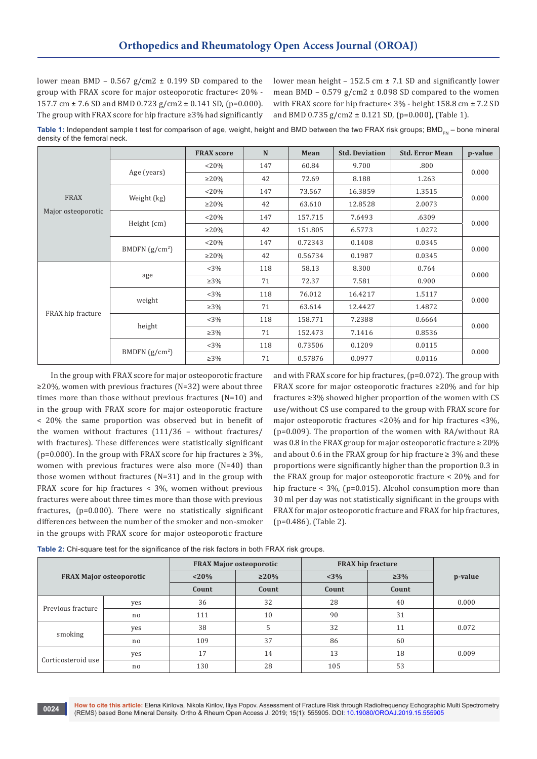lower mean BMD – 0.567 g/cm2 ± 0.199 SD compared to the group with FRAX score for major osteoporotic fracture< 20% - 157.7 cm ± 7.6 SD and BMD 0.723 g/cm2 ± 0.141 SD, (p=0.000). The group with FRAX score for hip fracture ≥3% had significantly lower mean height – 152.5 cm ± 7.1 SD and significantly lower mean BMD – 0.579 g/cm2 ± 0.098 SD compared to the women with FRAX score for hip fracture< 3% - height 158.8 cm ± 7.2 SD and BMD 0.735 g/cm2 ± 0.121 SD, (p=0.000), (Table 1).

**Table 1:** Independent sample t test for comparison of age, weight, height and BMD between the two FRAX risk groups; $BMD_{FN}$ – bone mineral density of the femoral neck.

| | | FRAX score | N | Mean | Std. Deviation | Std. Error Mean | p-value |
|---|---|---|---|---|---|---|---|
| FRAX Major osteoporotic | Age (years) | <20% | 147 | 60.84 | 9.700 | .800 | 0.000 |
| | | ≥20% | 42 | 72.69 | 8.188 | 1.263 | |
| | Weight (kg) | <20% | 147 | 73.567 | 16.3859 | 1.3515 | 0.000 |
| | | ≥20% | 42 | 63.610 | 12.8528 | 2.0073 | |
| | Height (cm) | <20% | 147 | 157.715 | 7.6493 | .6309 | 0.000 |
| | | ≥20% | 42 | 151.805 | 6.5773 | 1.0272 | |
| | BMDFN (g/cm$^2$) | <20% | 147 | 0.72343 | 0.1408 | 0.0345 | 0.000 |
| | | ≥20% | 42 | 0.56734 | 0.1987 | 0.0345 | |
| FRAX hip fracture | age | <3% | 118 | 58.13 | 8.300 | 0.764 | 0.000 |
| | | ≥3% | 71 | 72.37 | 7.581 | 0.900 | |
| | weight | <3% | 118 | 76.012 | 16.4217 | 1.5117 | 0.000 |
| | | ≥3% | 71 | 63.614 | 12.4427 | 1.4872 | |
| | height | <3% | 118 | 158.771 | 7.2388 | 0.6664 | 0.000 |
| | | ≥3% | 71 | 152.473 | 7.1416 | 0.8536 | |
| | BMDFN (g/cm$^2$) | <3% | 118 | 0.73506 | 0.1209 | 0.0115 | 0.000 |
| | | ≥3% | 71 | 0.57876 | 0.0977 | 0.0116 | |

In the group with FRAX score for major osteoporotic fracture ≥20%, women with previous fractures (N=32) were about three times more than those without previous fractures (N=10) and in the group with FRAX score for major osteoporotic fracture < 20% the same proportion was observed but in benefit of the women without fractures (111/36 – without fractures/ with fractures). These differences were statistically significant (p=0.000). In the group with FRAX score for hip fractures ≥ 3%, women with previous fractures were also more (N=40) than those women without fractures (N=31) and in the group with FRAX score for hip fractures < 3%, women without previous fractures were about three times more than those with previous fractures, (p=0.000). There were no statistically significant differences between the number of the smoker and non-smoker in the groups with FRAX score for major osteoporotic fracture and with FRAX score for hip fractures, (p=0.072). The group with FRAX score for major osteoporotic fractures ≥20% and for hip fractures ≥3% showed higher proportion of the women with CS use/without CS use compared to the group with FRAX score for major osteoporotic fractures <20% and for hip fractures <3%, (p=0.009). The proportion of the women with RA/without RA was 0.8 in the FRAX group for major osteoporotic fracture ≥ 20% and about 0.6 in the FRAX group for hip fracture ≥ 3% and these proportions were significantly higher than the proportion 0.3 in the FRAX group for major osteoporotic fracture < 20% and for hip fracture < 3%, (p=0.015). Alcohol consumption more than 30 ml per day was not statistically significant in the groups with FRAX for major osteoporotic fracture and FRAX for hip fractures, (p=0.486), (Table 2).

**Table 2:** Chi-square test for the significance of the risk factors in both FRAX risk groups.

| FRAX Major osteoporotic | | FRAX Major osteoporotic | | FRAX hip fracture | | p-value |
|---|---|---|---|---|---|---|
| | | <20% | ≥20% | <3% | ≥3% | |
| | | Count | Count | Count | Count | |
| Previous fracture | yes | 36 | 32 | 28 | 40 | 0.000 |
| | no | 111 | 10 | 90 | 31 | |
| smoking | yes | 38 | 5 | 32 | 11 | 0.072 |
| | no | 109 | 37 | 86 | 60 | |
| Corticosteroid use | yes | 17 | 14 | 13 | 18 | 0.009 |
| | no | 130 | 28 | 105 | 53 | |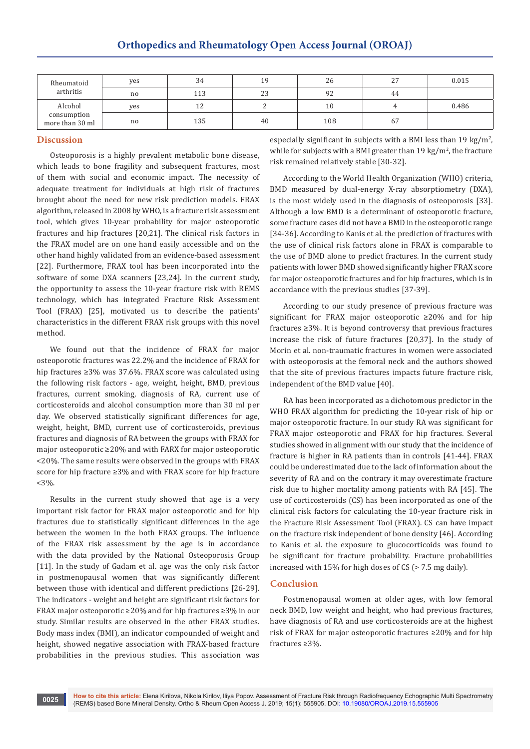| | | | | | | |
|---|---|---|---|---|---|---|
| Rheumatoid arthritis | yes | 34 | 19 | 26 | 27 | 0.015 |
| | no | 113 | 23 | 92 | 44 | |
| Alcohol consumption more than 30 ml | yes | 12 | 2 | 10 | 4 | 0.486 |
| | no | 135 | 40 | 108 | 67 | |

## Discussion

Osteoporosis is a highly prevalent metabolic bone disease, which leads to bone fragility and subsequent fractures, most of them with social and economic impact. The necessity of adequate treatment for individuals at high risk of fractures brought about the need for new risk prediction models. FRAX algorithm, released in 2008 by WHO, is a fracture risk assessment tool, which gives 10-year probability for major osteoporotic fractures and hip fractures [20,21]. The clinical risk factors in the FRAX model are on one hand easily accessible and on the other hand highly validated from an evidence-based assessment [22]. Furthermore, FRAX tool has been incorporated into the software of some DXA scanners [23,24]. In the current study, the opportunity to assess the 10-year fracture risk with REMS technology, which has integrated Fracture Risk Assessment Tool (FRAX) [25], motivated us to describe the patients' characteristics in the different FRAX risk groups with this novel method.

We found out that the incidence of FRAX for major osteoporotic fractures was 22.2% and the incidence of FRAX for hip fractures ≥3% was 37.6%. FRAX score was calculated using the following risk factors - age, weight, height, BMD, previous fractures, current smoking, diagnosis of RA, current use of corticosteroids and alcohol consumption more than 30 ml per day. We observed statistically significant differences for age, weight, height, BMD, current use of corticosteroids, previous fractures and diagnosis of RA between the groups with FRAX for major osteoporotic ≥20% and with FARX for major osteoporotic <20%. The same results were observed in the groups with FRAX score for hip fracture ≥3% and with FRAX score for hip fracture <3%.

Results in the current study showed that age is a very important risk factor for FRAX major osteoporotic and for hip fractures due to statistically significant differences in the age between the women in the both FRAX groups. The influence of the FRAX risk assessment by the age is in accordance with the data provided by the National Osteoporosis Group [11]. In the study of Gadam et al. age was the only risk factor in postmenopausal women that was significantly different between those with identical and different predictions [26-29]. The indicators - weight and height are significant risk factors for FRAX major osteoporotic ≥20% and for hip fractures ≥3% in our study. Similar results are observed in the other FRAX studies. Body mass index (BMI), an indicator compounded of weight and height, showed negative association with FRAX-based fracture probabilities in the previous studies. This association was especially significant in subjects with a BMI less than 19 kg/m$^2$, while for subjects with a BMI greater than 19 kg/m$^2$, the fracture risk remained relatively stable [30-32].

According to the World Health Organization (WHO) criteria, BMD measured by dual-energy X-ray absorptiometry (DXA), is the most widely used in the diagnosis of osteoporosis [33]. Although a low BMD is a determinant of osteoporotic fracture, some fracture cases did not have a BMD in the osteoporotic range [34-36]. According to Kanis et al. the prediction of fractures with the use of clinical risk factors alone in FRAX is comparable to the use of BMD alone to predict fractures. In the current study patients with lower BMD showed significantly higher FRAX score for major osteoporotic fractures and for hip fractures, which is in accordance with the previous studies [37-39].

According to our study presence of previous fracture was significant for FRAX major osteoporotic ≥20% and for hip fractures ≥3%. It is beyond controversy that previous fractures increase the risk of future fractures [20,37]. In the study of Morin et al. non-traumatic fractures in women were associated with osteoporosis at the femoral neck and the authors showed that the site of previous fractures impacts future fracture risk, independent of the BMD value [40].

RA has been incorporated as a dichotomous predictor in the WHO FRAX algorithm for predicting the 10-year risk of hip or major osteoporotic fracture. In our study RA was significant for FRAX major osteoporotic and FRAX for hip fractures. Several studies showed in alignment with our study that the incidence of fracture is higher in RA patients than in controls [41-44]. FRAX could be underestimated due to the lack of information about the severity of RA and on the contrary it may overestimate fracture risk due to higher mortality among patients with RA [45]. The use of corticosteroids (CS) has been incorporated as one of the clinical risk factors for calculating the 10-year fracture risk in the Fracture Risk Assessment Tool (FRAX). CS can have impact on the fracture risk independent of bone density [46]. According to Kanis et al. the exposure to glucocorticoids was found to be significant for fracture probability. Fracture probabilities increased with 15% for high doses of CS (> 7.5 mg daily).

## Conclusion

Postmenopausal women at older ages, with low femoral neck BMD, low weight and height, who had previous fractures, have diagnosis of RA and use corticosteroids are at the highest risk of FRAX for major osteoporotic fractures ≥20% and for hip fractures ≥3%.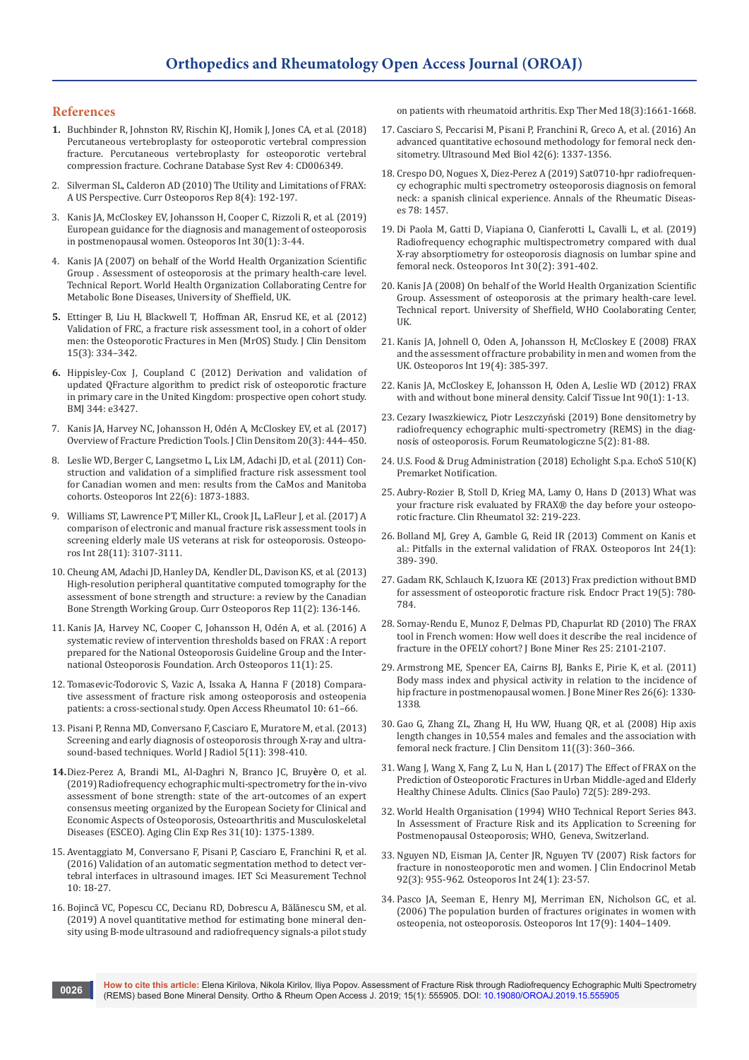## References

1. Buchbinder R, Johnston RV, Rischin KJ, Homik J, Jones CA, et al. (2018) Percutaneous vertebroplasty for osteoporotic vertebral compression fracture. Percutaneous vertebroplasty for osteoporotic vertebral compression fracture. Cochrane Database Syst Rev 4: CD006349.
2. Silverman SL, Calderon AD (2010) The Utility and Limitations of FRAX: A US Perspective. Curr Osteoporos Rep 8(4): 192-197.
3. Kanis JA, McCloskey EV, Johansson H, Cooper C, Rizzoli R, et al. (2019) European guidance for the diagnosis and management of osteoporosis in postmenopausal women. Osteoporos Int 30(1): 3-44.
4. Kanis JA (2007) on behalf of the World Health Organization Scientific Group . Assessment of osteoporosis at the primary health-care level. Technical Report. World Health Organization Collaborating Centre for Metabolic Bone Diseases, University of Sheffield, UK.
5. Ettinger B, Liu H, Blackwell T, Hoffman AR, Ensrud KE, et al. (2012) Validation of FRC, a fracture risk assessment tool, in a cohort of older men: the Osteoporotic Fractures in Men (MrOS) Study. J Clin Densitom 15(3): 334–342.
6. Hippisley-Cox J, Coupland C (2012) Derivation and validation of updated QFracture algorithm to predict risk of osteoporotic fracture in primary care in the United Kingdom: prospective open cohort study. BMJ 344: e3427.
7. Kanis JA, Harvey NC, Johansson H, Odén A, McCloskey EV, et al. (2017) Overview of Fracture Prediction Tools. J Clin Densitom 20(3): 444–450.
8. Leslie WD, Berger C, Langsetmo L, Lix LM, Adachi JD, et al. (2011) Construction and validation of a simplified fracture risk assessment tool for Canadian women and men: results from the CaMos and Manitoba cohorts. Osteoporos Int 22(6): 1873-1883.
9. Williams ST, Lawrence PT, Miller KL, Crook JL, LaFleur J, et al. (2017) A comparison of electronic and manual fracture risk assessment tools in screening elderly male US veterans at risk for osteoporosis. Osteoporos Int 28(11): 3107-3111.
10. Cheung AM, Adachi JD, Hanley DA, Kendler DL, Davison KS, et al. (2013) High-resolution peripheral quantitative computed tomography for the assessment of bone strength and structure: a review by the Canadian Bone Strength Working Group. Curr Osteoporos Rep 11(2): 136-146.
11. Kanis JA, Harvey NC, Cooper C, Johansson H, Odén A, et al. (2016) A systematic review of intervention thresholds based on FRAX : A report prepared for the National Osteoporosis Guideline Group and the International Osteoporosis Foundation. Arch Osteoporos 11(1): 25.
12. Tomasevic-Todorovic S, Vazic A, Issaka A, Hanna F (2018) Comparative assessment of fracture risk among osteoporosis and osteopenia patients: a cross-sectional study. Open Access Rheumatol 10: 61–66.
13. Pisani P, Renna MD, Conversano F, Casciaro E, Muratore M, et al. (2013) Screening and early diagnosis of osteoporosis through X-ray and ultrasound-based techniques. World J Radiol 5(11): 398-410.
14. Diez-Perez A, Brandi ML, Al-Daghri N, Branco JC, Bruyère O, et al. (2019) Radiofrequency echographic multi-spectrometry for the in-vivo assessment of bone strength: state of the art-outcomes of an expert consensus meeting organized by the European Society for Clinical and Economic Aspects of Osteoporosis, Osteoarthritis and Musculoskeletal Diseases (ESCEO). Aging Clin Exp Res 31(10): 1375-1389.
15. Aventaggiato M, Conversano F, Pisani P, Casciaro E, Franchini R, et al. (2016) Validation of an automatic segmentation method to detect vertebral interfaces in ultrasound images. IET Sci Measurement Technol 10: 18-27.
16. Bojincă VC, Popescu CC, Decianu RD, Dobrescu A, Bălănescu SM, et al. (2019) A novel quantitative method for estimating bone mineral density using B-mode ultrasound and radiofrequency signals-a pilot study on patients with rheumatoid arthritis. Exp Ther Med 18(3):1661-1668.
17. Casciaro S, Peccarisi M, Pisani P, Franchini R, Greco A, et al. (2016) An advanced quantitative echosound methodology for femoral neck densitometry. Ultrasound Med Biol 42(6): 1337-1356.
18. Crespo DO, Nogues X, Diez-Perez A (2019) Sat0710-hpr radiofrequency echographic multi spectrometry osteoporosis diagnosis on femoral neck: a spanish clinical experience. Annals of the Rheumatic Diseases 78: 1457.
19. Di Paola M, Gatti D, Viapiana O, Cianferotti L, Cavalli L, et al. (2019) Radiofrequency echographic multispectrometry compared with dual X-ray absorptiometry for osteoporosis diagnosis on lumbar spine and femoral neck. Osteoporos Int 30(2): 391-402.
20. Kanis JA (2008) On behalf of the World Health Organization Scientific Group. Assessment of osteoporosis at the primary health-care level. Technical report. University of Sheffield, WHO Coolaborating Center, UK.
21. Kanis JA, Johnell O, Oden A, Johansson H, McCloskey E (2008) FRAX and the assessment of fracture probability in men and women from the UK. Osteoporos Int 19(4): 385-397.
22. Kanis JA, McCloskey E, Johansson H, Oden A, Leslie WD (2012) FRAX with and without bone mineral density. Calcif Tissue Int 90(1): 1-13.
23. Cezary Iwaszkiewicz, Piotr Leszczyński (2019) Bone densitometry by radiofrequency echographic multi-spectrometry (REMS) in the diagnosis of osteoporosis. Forum Reumatologiczne 5(2): 81-88.
24. U.S. Food & Drug Administration (2018) Echolight S.p.a. EchoS 510(K) Premarket Notification.
25. Aubry-Rozier B, Stoll D, Krieg MA, Lamy O, Hans D (2013) What was your fracture risk evaluated by FRAX® the day before your osteoporotic fracture. Clin Rheumatol 32: 219-223.
26. Bolland MJ, Grey A, Gamble G, Reid IR (2013) Comment on Kanis et al.: Pitfalls in the external validation of FRAX. Osteoporos Int 24(1): 389- 390.
27. Gadam RK, Schlauch K, Izuora KE (2013) Frax prediction without BMD for assessment of osteoporotic fracture risk. Endocr Pract 19(5): 780-784.
28. Sornay-Rendu E, Munoz F, Delmas PD, Chapurlat RD (2010) The FRAX tool in French women: How well does it describe the real incidence of fracture in the OFELY cohort? J Bone Miner Res 25: 2101-2107.
29. Armstrong ME, Spencer EA, Cairns BJ, Banks E, Pirie K, et al. (2011) Body mass index and physical activity in relation to the incidence of hip fracture in postmenopausal women. J Bone Miner Res 26(6): 1330-1338.
30. Gao G, Zhang ZL, Zhang H, Hu WW, Huang QR, et al. (2008) Hip axis length changes in 10,554 males and females and the association with femoral neck fracture. J Clin Densitom 11((3): 360–366.
31. Wang J, Wang X, Fang Z, Lu N, Han L (2017) The Effect of FRAX on the Prediction of Osteoporotic Fractures in Urban Middle-aged and Elderly Healthy Chinese Adults. Clinics (Sao Paulo) 72(5): 289-293.
32. World Health Organisation (1994) WHO Technical Report Series 843. In Assessment of Fracture Risk and its Application to Screening for Postmenopausal Osteoporosis; WHO, Geneva, Switzerland.
33. Nguyen ND, Eisman JA, Center JR, Nguyen TV (2007) Risk factors for fracture in nonosteoporotic men and women. J Clin Endocrinol Metab 92(3): 955-962. Osteoporos Int 24(1): 23-57.
34. Pasco JA, Seeman E, Henry MJ, Merriman EN, Nicholson GC, et al. (2006) The population burden of fractures originates in women with osteopenia, not osteoporosis. Osteoporos Int 17(9): 1404–1409.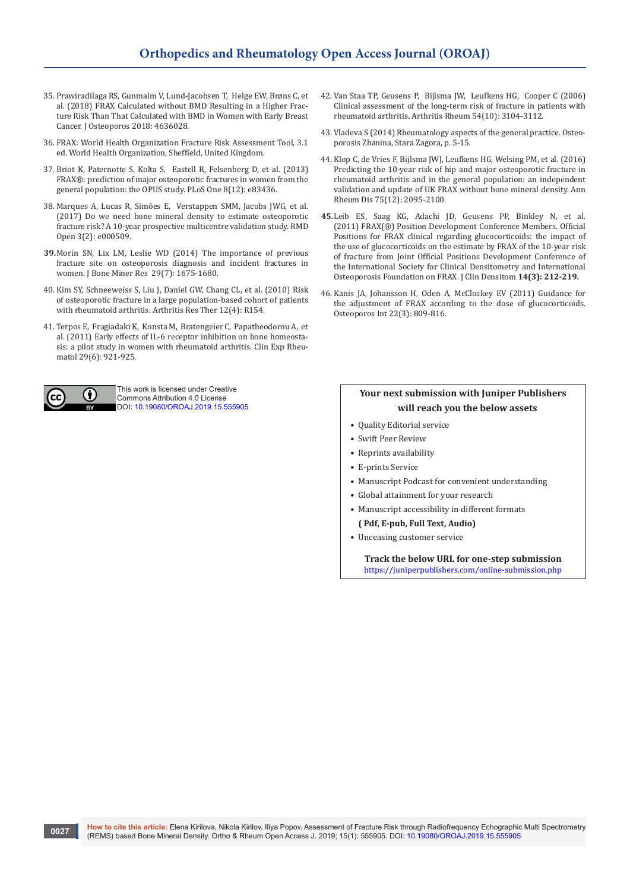35. Prawiradilaga RS, Gunmalm V, Lund-Jacobsen T, Helge EW, Brøns C, et al. (2018) FRAX Calculated without BMD Resulting in a Higher Fracture Risk Than That Calculated with BMD in Women with Early Breast Cancer. J Osteoporos 2018: 4636028.

36. FRAX: World Health Organization Fracture Risk Assessment Tool, 3.1 ed. World Health Organization, Sheffield, United Kingdom.

37. Briot K, Paternotte S, Kolta S, Eastell R, Felsenberg D, et al. (2013) FRAX®: prediction of major osteoporotic fractures in women from the general population: the OPUS study. PLoS One 8(12): e83436.

38. Marques A, Lucas R, Simões E, Verstappen SMM, Jacobs JWG, et al. (2017) Do we need bone mineral density to estimate osteoporotic fracture risk? A 10-year prospective multicentre validation study. RMD Open 3(2): e000509.

39. Morin SN, Lix LM, Leslie WD (2014) The importance of previous fracture site on osteoporosis diagnosis and incident fractures in women. J Bone Miner Res 29(7): 1675-1680.

40. Kim SY, Schneeweiss S, Liu J, Daniel GW, Chang CL, et al. (2010) Risk of osteoporotic fracture in a large population-based cohort of patients with rheumatoid arthritis. Arthritis Res Ther 12(4): R154.

41. Terpos E, Fragiadaki K, Konsta M, Bratengeier C, Papatheodorou A, et al. (2011) Early effects of IL-6 receptor inhibition on bone homeostasis: a pilot study in women with rheumatoid arthritis. Clin Exp Rheumatol 29(6): 921-925.

42. Van Staa TP, Geusens P, Bijlsma JW, Leufkens HG, Cooper C (2006) Clinical assessment of the long-term risk of fracture in patients with rheumatoid arthritis. Arthritis Rheum 54(10): 3104-3112.

43. Vladeva S (2014) Rheumatology aspects of the general practice. Osteoporosis Zhanina, Stara Zagora, p. 5-15.

44. Klop C, de Vries F, Bijlsma JWJ, Leufkens HG, Welsing PM, et al. (2016) Predicting the 10-year risk of hip and major osteoporotic fracture in rheumatoid arthritis and in the general population: an independent validation and update of UK FRAX without bone mineral density. Ann Rheum Dis 75(12): 2095-2100.

45. Leib ES, Saag KG, Adachi JD, Geusens PP, Binkley N, et al. (2011) FRAX(®) Position Development Conference Members. Official Positions for FRAX clinical regarding glucocorticoids: the impact of the use of glucocorticoids on the estimate by FRAX of the 10-year risk of fracture from Joint Official Positions Development Conference of the International Society for Clinical Densitometry and International Osteoporosis Foundation on FRAX. J Clin Densitom **14(3): 212-219.**

46. Kanis JA, Johansson H, Oden A, McCloskey EV (2011) Guidance for the adjustment of FRAX according to the dose of glucocorticoids. Osteoporos Int 22(3): 809-816.

This work is licensed under Creative Commons Attribution 4.0 License
DOI: 10.19080/OROAJ.2019.15.555905

**Your next submission with Juniper Publishers will reach you the below assets**

- Quality Editorial service
- Swift Peer Review
- Reprints availability
- E-prints Service
- Manuscript Podcast for convenient understanding
- Global attainment for your research
- Manuscript accessibility in different formats
  **( Pdf, E-pub, Full Text, Audio)**
- Unceasing customer service

**Track the below URL for one-step submission**
https://juniperpublishers.com/online-submission.php